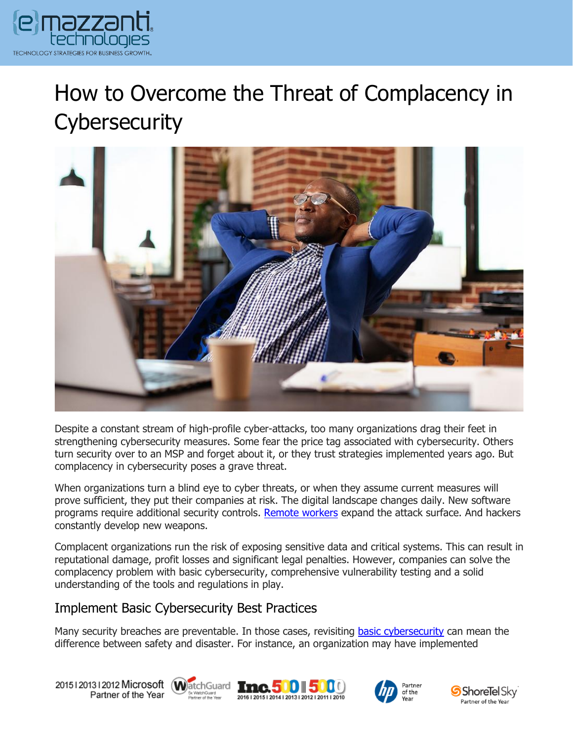# How to Overcome the Threat of Complacency in Cybersecurity

Despite a constant stream of high-profile cyber-attacks, too many organizations drag their feet in strengthening cybersecurity measures. Some fear the price tag associated with cybersecurity. Others turn security over to an MSP and forget about it, or they trust strategies implemented years ago. But complacency in cybersecurity poses a grave threat.

When organizations turn a blind eye to cyber threats, or when they assume current measures will prove sufficient, they put their companies at risk. The digital landscape changes daily. New software programs require additional security controls. Remote workers expand the attack surface. And hackers constantly develop new weapons.

Complacent organizations run the risk of exposing sensitive data and critical systems. This can result in reputational damage, profit losses and significant legal penalties. However, companies can solve the complacency problem with basic cybersecurity, comprehensive vulnerability testing and a solid understanding of the tools and regulations in play.

## Implement Basic Cybersecurity Best Practices

Many security breaches are preventable. In those cases, revisiting basic cybersecurity can mean the difference between safety and disaster. For instance, an organization may have implemented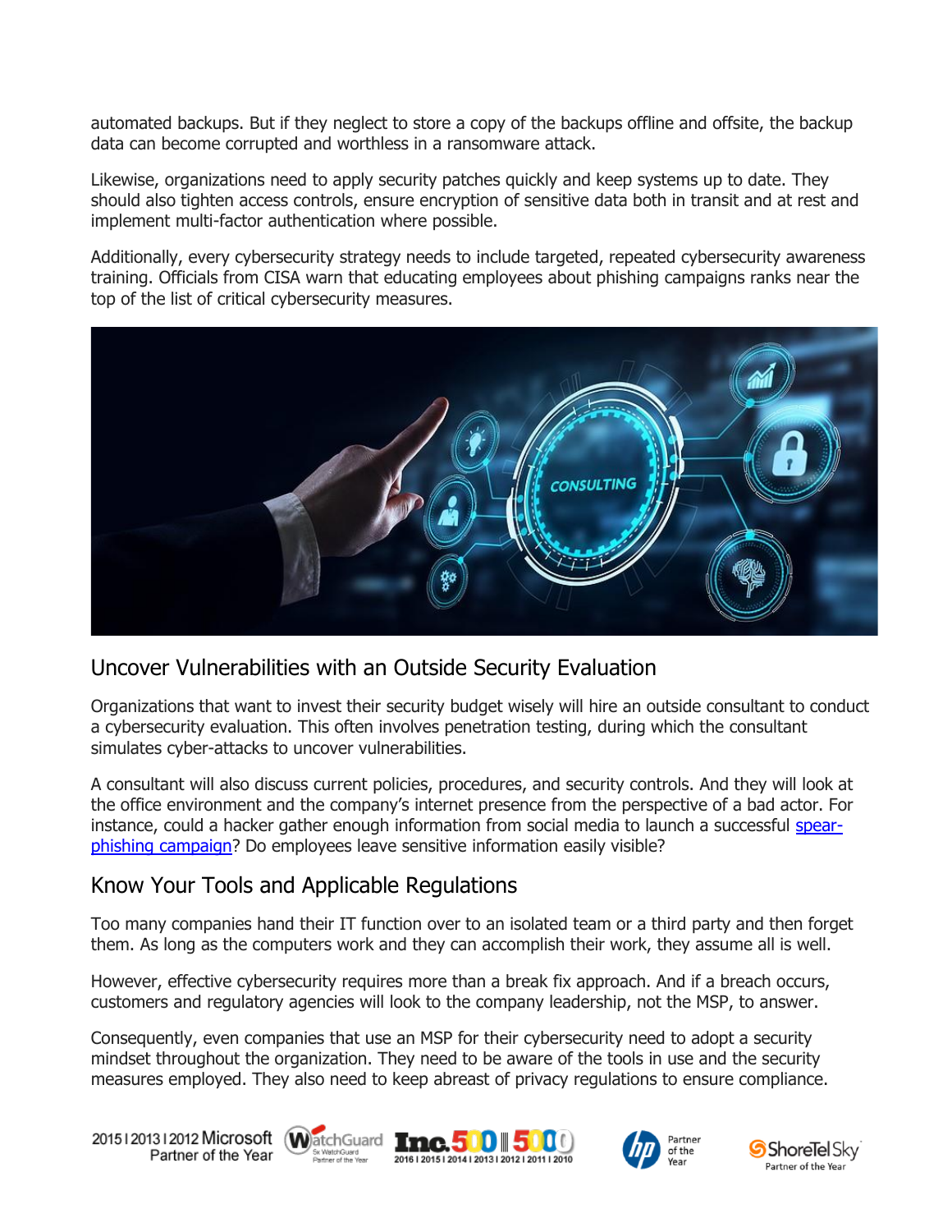automated backups. But if they neglect to store a copy of the backups offline and offsite, the backup data can become corrupted and worthless in a ransomware attack.

Likewise, organizations need to apply security patches quickly and keep systems up to date. They should also tighten access controls, ensure encryption of sensitive data both in transit and at rest and implement multi-factor authentication where possible.

Additionally, every cybersecurity strategy needs to include targeted, repeated cybersecurity awareness training. Officials from CISA warn that educating employees about phishing campaigns ranks near the top of the list of critical cybersecurity measures.

## Uncover Vulnerabilities with an Outside Security Evaluation

Organizations that want to invest their security budget wisely will hire an outside consultant to conduct a cybersecurity evaluation. This often involves penetration testing, during which the consultant simulates cyber-attacks to uncover vulnerabilities.

A consultant will also discuss current policies, procedures, and security controls. And they will look at the office environment and the company's internet presence from the perspective of a bad actor. For instance, could a hacker gather enough information from social media to launch a successful spear-phishing campaign? Do employees leave sensitive information easily visible?

## Know Your Tools and Applicable Regulations

Too many companies hand their IT function over to an isolated team or a third party and then forget them. As long as the computers work and they can accomplish their work, they assume all is well.

However, effective cybersecurity requires more than a break fix approach. And if a breach occurs, customers and regulatory agencies will look to the company leadership, not the MSP, to answer.

Consequently, even companies that use an MSP for their cybersecurity need to adopt a security mindset throughout the organization. They need to be aware of the tools in use and the security measures employed. They also need to keep abreast of privacy regulations to ensure compliance.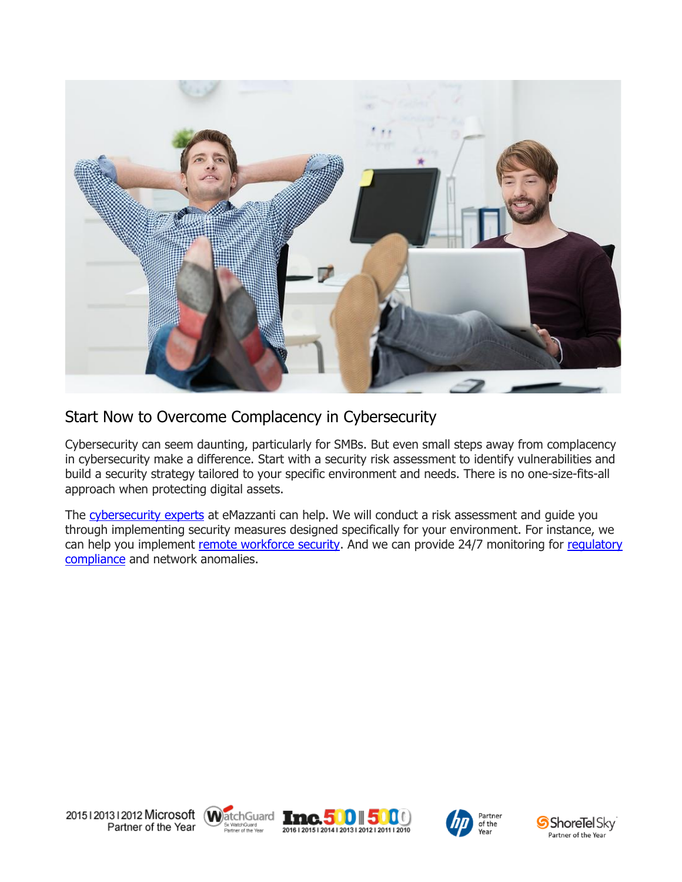## Start Now to Overcome Complacency in Cybersecurity

Cybersecurity can seem daunting, particularly for SMBs. But even small steps away from complacency in cybersecurity make a difference. Start with a security risk assessment to identify vulnerabilities and build a security strategy tailored to your specific environment and needs. There is no one-size-fits-all approach when protecting digital assets.

The cybersecurity experts at eMazzanti can help. We will conduct a risk assessment and guide you through implementing security measures designed specifically for your environment. For instance, we can help you implement remote workforce security. And we can provide 24/7 monitoring for regulatory compliance and network anomalies.

2015 I 2013 I 2012 Microsoft Partner of the Year

WatchGuard 5x WatchGuard Partner of the Year

Inc. 500 | 5000 2016 I 2015 I 2014 I 2013 I 2012 I 2011 I 2010

hp Partner of the Year

ShoreTel Sky Partner of the Year